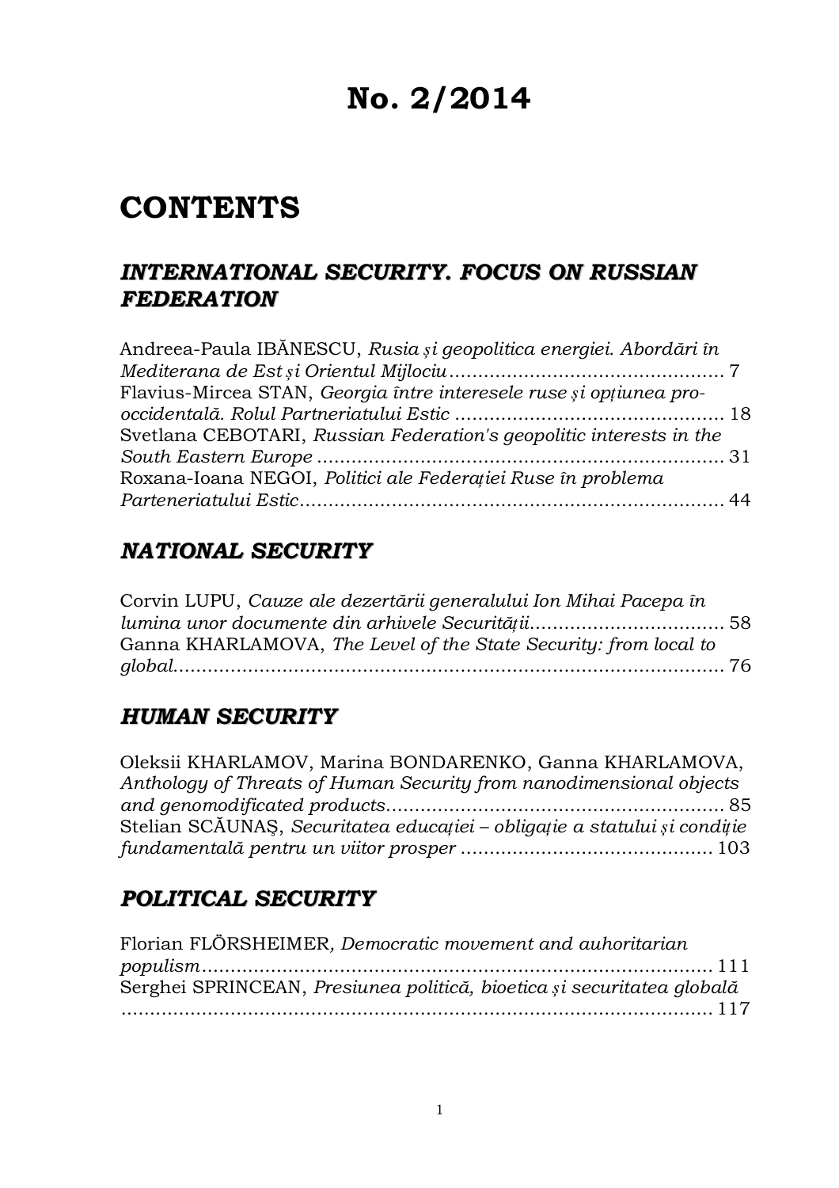# No. 2/2014

# CONTENTS

## *INTERNATIONAL SECURITY. FOCUS ON RUSSIAN FEDERATION*

Andreea-Paula IBĂNESCU, *Rusia și geopolitica energiei. Abordări în Mediterana de Est și Orientul Mijlociu* ............................................. 7

Flavius-Mircea STAN, *Georgia între interesele ruse și opțiunea pro-occidentală. Rolul Partneriatului Estic* ............................................. 18

Svetlana CEBOTARI, *Russian Federation's geopolitic interests in the South Eastern Europe* ............................................. 31

Roxana-Ioana NEGOI, *Politici ale Federației Ruse în problema Parteneriatului Estic* ............................................. 44

## *NATIONAL SECURITY*

Corvin LUPU, *Cauze ale dezertării generalului Ion Mihai Pacepa în lumina unor documente din arhivele Securității* ............................................. 58

Ganna KHARLAMOVA, *The Level of the State Security: from local to global* ............................................. 76

## *HUMAN SECURITY*

Oleksii KHARLAMOV, Marina BONDARENKO, Ganna KHARLAMOVA, *Anthology of Threats of Human Security from nanodimensional objects and genomodificated products* ............................................. 85

Stelian SCĂUNAȘ, *Securitatea educației – obligație a statului și condiție fundamentală pentru un viitor prosper* ............................................. 103

## *POLITICAL SECURITY*

Florian FLÖRSHEIMER*, Democratic movement and auhoritarian populism* ............................................. 111

Serghei SPRINCEAN, *Presiunea politică, bioetica și securitatea globală* ............................................. 117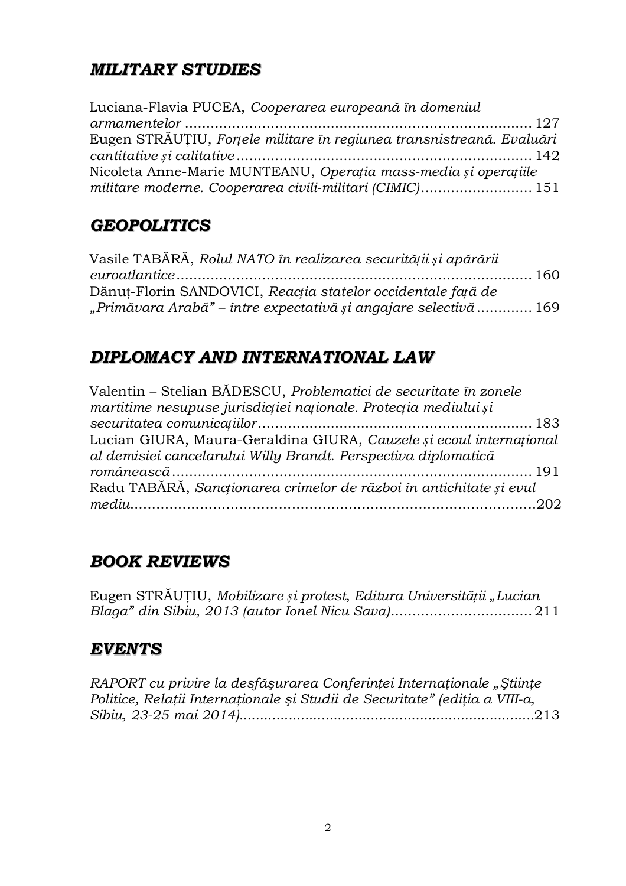## *MILITARY STUDIES*

Luciana-Flavia PUCEA, *Cooperarea europeană în domeniul armamentelor* ............................................................................... 127

Eugen STRĂUȚIU, *Forțele militare în regiunea transnistreană. Evaluări cantitative și calitative* .................................................................... 142

Nicoleta Anne-Marie MUNTEANU, *Operația mass-media și operațiile militare moderne. Cooperarea civili-militari (CIMIC)* .......................... 151

## *GEOPOLITICS*

Vasile TABĂRĂ, *Rolul NATO în realizarea securității și apărării euroatlantice* ................................................................................... 160

Dănuț-Florin SANDOVICI, *Reacția statelor occidentale față de „Primăvara Arabă" – între expectativă și angajare selectivă* ............. 169

## *DIPLOMACY AND INTERNATIONAL LAW*

Valentin – Stelian BĂDESCU, *Problematici de securitate în zonele martitime nesupuse jurisdicției naționale. Protecția mediului și securitatea comunicațiilor* ............................................................... 183

Lucian GIURA, Maura-Geraldina GIURA, *Cauzele și ecoul internațional al demisiei cancelarului Willy Brandt. Perspectiva diplomatică românească* .................................................................................... 191

Radu TABĂRĂ, *Sancționarea crimelor de război în antichitate și evul mediu*..........................................................................................202

## *BOOK REVIEWS*

Eugen STRĂUȚIU, *Mobilizare și protest, Editura Universității „Lucian Blaga" din Sibiu, 2013 (autor Ionel Nicu Sava)*................................. 211

## *EVENTS*

*RAPORT cu privire la desfăşurarea Conferinței Internaționale „Științe Politice, Relații Internaționale şi Studii de Securitate" (ediția a VIII-a, Sibiu, 23-25 mai 2014)*.......................................................................213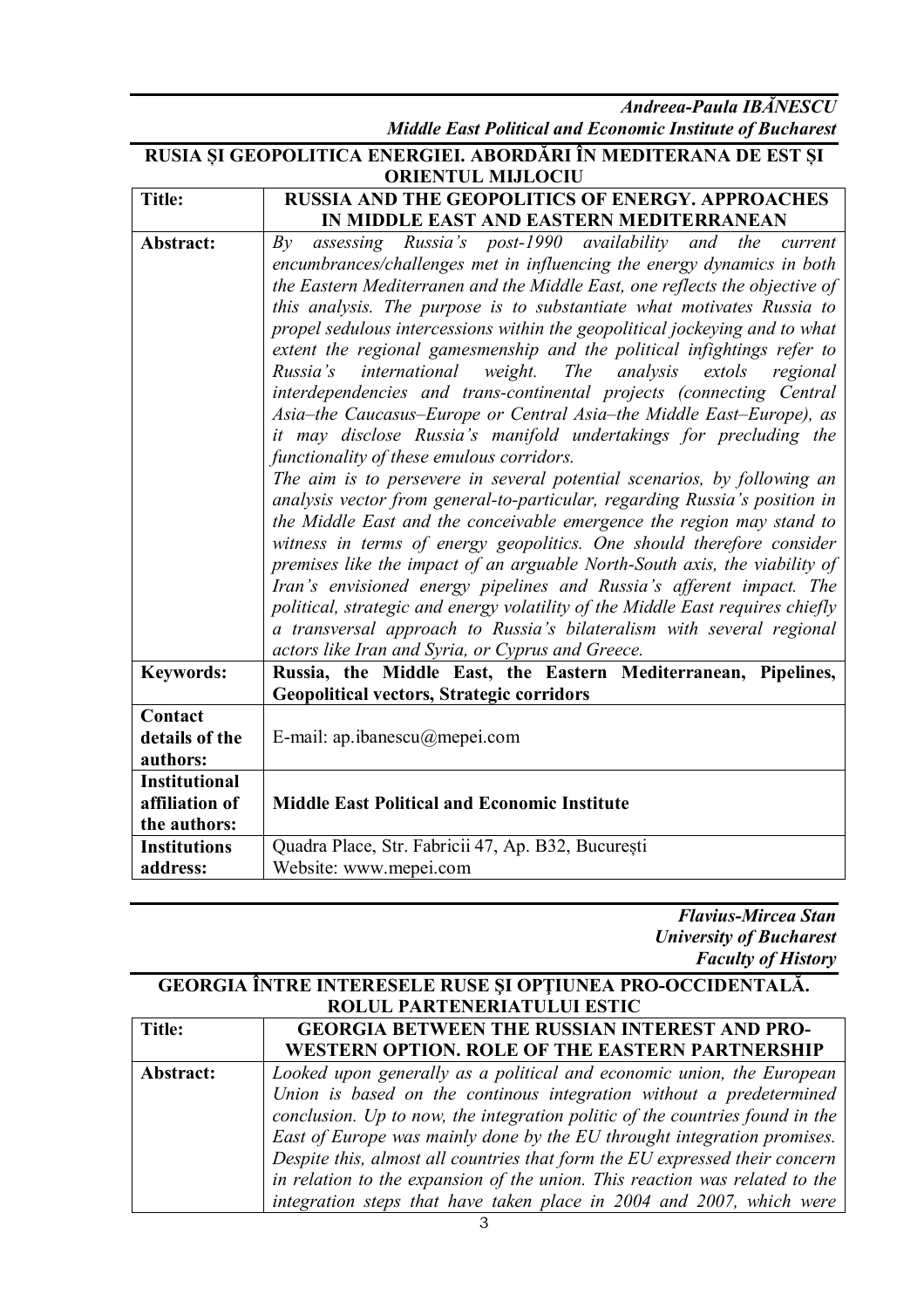***Andreea-Paula IBĂNESCU***
***Middle East Political and Economic Institute of Bucharest***

**RUSIA ȘI GEOPOLITICA ENERGIEI. ABORDĂRI ÎN MEDITERANA DE EST ȘI ORIENTUL MIJLOCIU**

| **Title:** | **RUSSIA AND THE GEOPOLITICS OF ENERGY. APPROACHES IN MIDDLE EAST AND EASTERN MEDITERRANEAN** |
|---|---|
| **Abstract:** | *By assessing Russia's post-1990 availability and the current encumbrances/challenges met in influencing the energy dynamics in both the Eastern Mediterranen and the Middle East, one reflects the objective of this analysis. The purpose is to substantiate what motivates Russia to propel sedulous intercessions within the geopolitical jockeying and to what extent the regional gamesmenship and the political infightings refer to Russia's international weight. The analysis extols regional interdependencies and trans-continental projects (connecting Central Asia–the Caucasus–Europe or Central Asia–the Middle East–Europe), as it may disclose Russia's manifold undertakings for precluding the functionality of these emulous corridors.* *The aim is to persevere in several potential scenarios, by following an analysis vector from general-to-particular, regarding Russia's position in the Middle East and the conceivable emergence the region may stand to witness in terms of energy geopolitics. One should therefore consider premises like the impact of an arguable North-South axis, the viability of Iran's envisioned energy pipelines and Russia's afferent impact. The political, strategic and energy volatility of the Middle East requires chiefly a transversal approach to Russia's bilateralism with several regional actors like Iran and Syria, or Cyprus and Greece.* |
| **Keywords:** | **Russia, the Middle East, the Eastern Mediterranean, Pipelines, Geopolitical vectors, Strategic corridors** |
| **Contact details of the authors:** | E-mail: ap.ibanescu@mepei.com |
| **Institutional affiliation of the authors:** | **Middle East Political and Economic Institute** |
| **Institutions address:** | Quadra Place, Str. Fabricii 47, Ap. B32, București Website: www.mepei.com |

***Flavius-Mircea Stan***
***University of Bucharest***
***Faculty of History***

**GEORGIA ÎNTRE INTERESELE RUSE ŞI OPŢIUNEA PRO-OCCIDENTALĂ. ROLUL PARTENERIATULUI ESTIC**

| **Title:** | **GEORGIA BETWEEN THE RUSSIAN INTEREST AND PRO-WESTERN OPTION. ROLE OF THE EASTERN PARTNERSHIP** |
|---|---|
| **Abstract:** | *Looked upon generally as a political and economic union, the European Union is based on the continous integration without a predetermined conclusion. Up to now, the integration politic of the countries found in the East of Europe was mainly done by the EU throught integration promises. Despite this, almost all countries that form the EU expressed their concern in relation to the expansion of the union. This reaction was related to the integration steps that have taken place in 2004 and 2007, which were* |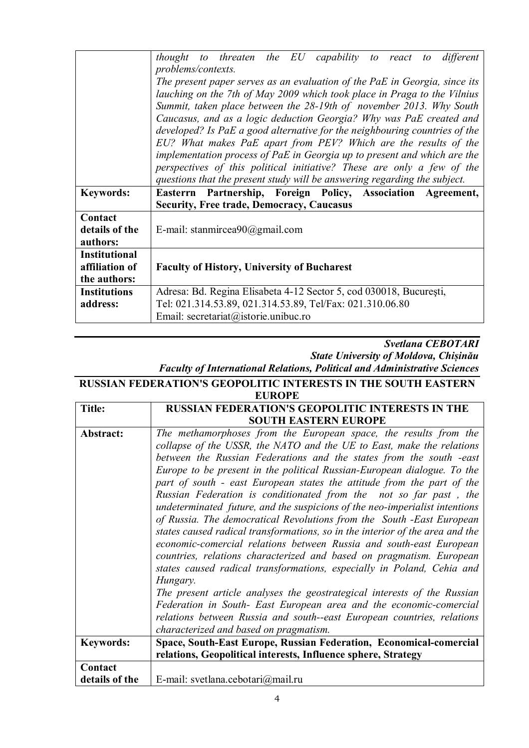| | |
|---|---|
| | *thought to threaten the EU capability to react to different problems/contexts.* *The present paper serves as an evaluation of the PaE in Georgia, since its lauching on the 7th of May 2009 which took place in Praga to the Vilnius Summit, taken place between the 28-19th of november 2013. Why South Caucasus, and as a logic deduction Georgia? Why was PaE created and developed? Is PaE a good alternative for the neighbouring countries of the EU? What makes PaE apart from PEV? Which are the results of the implementation process of PaE in Georgia up to present and which are the perspectives of this political initiative? These are only a few of the questions that the present study will be answering regarding the subject.* |
| **Keywords:** | **Easterrn Partnership, Foreign Policy, Association Agreement, Security, Free trade, Democracy, Caucasus** |
| **Contact details of the authors:** | E-mail: stanmircea90@gmail.com |
| **Institutional affiliation of the authors:** | **Faculty of History, University of Bucharest** |
| **Institutions address:** | Adresa: Bd. Regina Elisabeta 4-12 Sector 5, cod 030018, Bucureşti, Tel: 021.314.53.89, 021.314.53.89, Tel/Fax: 021.310.06.80 Email: secretariat@istorie.unibuc.ro |

***Svetlana CEBOTARI***
***State University of Moldova, Chișinău***
***Faculty of International Relations, Political and Administrative Sciences***

## RUSSIAN FEDERATION'S GEOPOLITIC INTERESTS IN THE SOUTH EASTERN EUROPE

| | |
|---|---|
| **Title:** | **RUSSIAN FEDERATION'S GEOPOLITIC INTERESTS IN THE SOUTH EASTERN EUROPE** |
| **Abstract:** | *The methamorphoses from the European space, the results from the collapse of the USSR, the NATO and the UE to East, make the relations between the Russian Federations and the states from the south -east Europe to be present in the political Russian-European dialogue. To the part of south - east European states the attitude from the part of the Russian Federation is conditionated from the not so far past , the undeterminated future, and the suspicions of the neo-imperialist intentions of Russia. The democratical Revolutions from the South -East European states caused radical transformations, so in the interior of the area and the economic-comercial relations between Russia and south-east European countries, relations characterized and based on pragmatism. European states caused radical transformations, especially in Poland, Cehia and Hungary.* *The present article analyses the geostrategical interests of the Russian Federation in South- East European area and the economic-comercial relations between Russia and south--east European countries, relations characterized and based on pragmatism.* |
| **Keywords:** | **Space, South-East Europe, Russian Federation, Economical-comercial relations, Geopolitical interests, Influence sphere, Strategy** |
| **Contact details of the** | E-mail: svetlana.cebotari@mail.ru |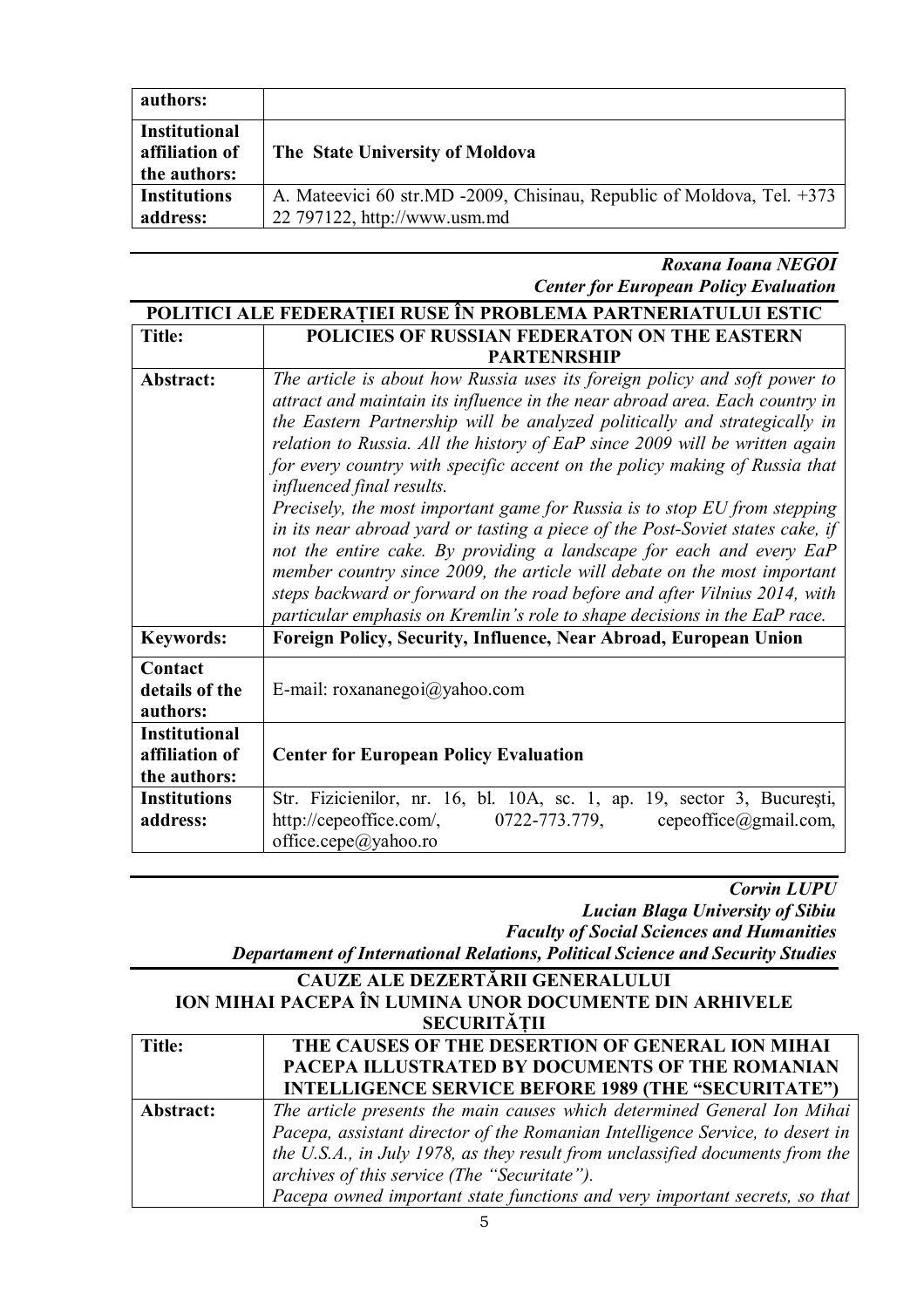| authors: | |
|---|---|
| **Institutional affiliation of the authors:** | **The State University of Moldova** |
| **Institutions address:** | A. Mateevici 60 str.MD -2009, Chisinau, Republic of Moldova, Tel. +373 22 797122, http://www.usm.md |

***Roxana Ioana NEGOI***
***Center for European Policy Evaluation***

**POLITICI ALE FEDERAȚIEI RUSE ÎN PROBLEMA PARTNERIATULUI ESTIC**

| **Title:** | **POLICIES OF RUSSIAN FEDERATON ON THE EASTERN PARTENRSHIP** |
|---|---|
| **Abstract:** | *The article is about how Russia uses its foreign policy and soft power to attract and maintain its influence in the near abroad area. Each country in the Eastern Partnership will be analyzed politically and strategically in relation to Russia. All the history of EaP since 2009 will be written again for every country with specific accent on the policy making of Russia that influenced final results.* *Precisely, the most important game for Russia is to stop EU from stepping in its near abroad yard or tasting a piece of the Post-Soviet states cake, if not the entire cake. By providing a landscape for each and every EaP member country since 2009, the article will debate on the most important steps backward or forward on the road before and after Vilnius 2014, with particular emphasis on Kremlin's role to shape decisions in the EaP race.* |
| **Keywords:** | **Foreign Policy, Security, Influence, Near Abroad, European Union** |
| **Contact details of the authors:** | E-mail: roxananegoi@yahoo.com |
| **Institutional affiliation of the authors:** | **Center for European Policy Evaluation** |
| **Institutions address:** | Str. Fizicienilor, nr. 16, bl. 10A, sc. 1, ap. 19, sector 3, București, http://cepeoffice.com/, 0722-773.779, cepeoffice@gmail.com, office.cepe@yahoo.ro |

***Corvin LUPU***
***Lucian Blaga University of Sibiu***
***Faculty of Social Sciences and Humanities***
***Departament of International Relations, Political Science and Security Studies***

**CAUZE ALE DEZERTĂRII GENERALULUI ION MIHAI PACEPA ÎN LUMINA UNOR DOCUMENTE DIN ARHIVELE SECURITĂȚII**

| **Title:** | **THE CAUSES OF THE DESERTION OF GENERAL ION MIHAI PACEPA ILLUSTRATED BY DOCUMENTS OF THE ROMANIAN INTELLIGENCE SERVICE BEFORE 1989 (THE "SECURITATE")** |
|---|---|
| **Abstract:** | *The article presents the main causes which determined General Ion Mihai Pacepa, assistant director of the Romanian Intelligence Service, to desert in the U.S.A., in July 1978, as they result from unclassified documents from the archives of this service (The "Securitate").* *Pacepa owned important state functions and very important secrets, so that* |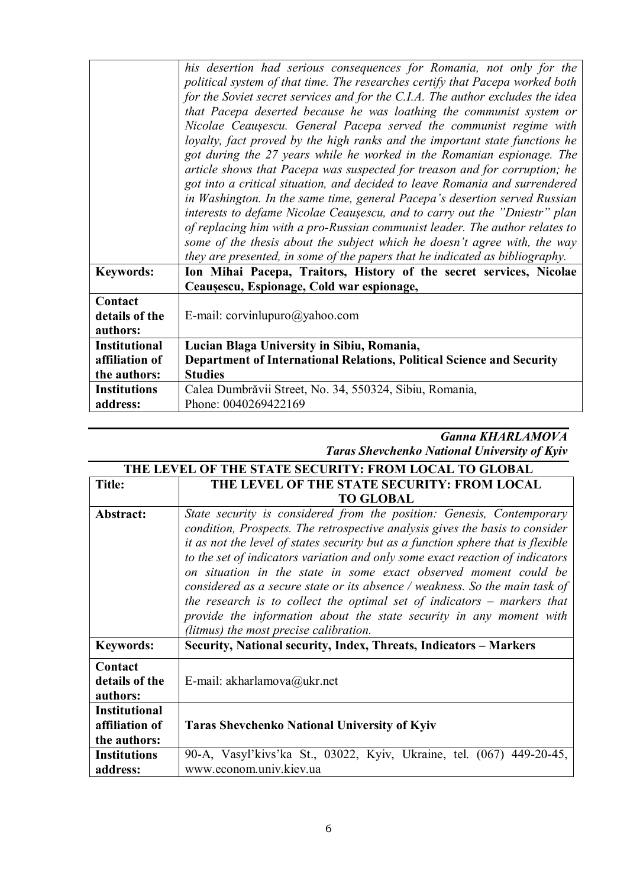| | |
|---|---|
| | *his desertion had serious consequences for Romania, not only for the political system of that time. The researches certify that Pacepa worked both for the Soviet secret services and for the C.I.A. The author excludes the idea that Pacepa deserted because he was loathing the communist system or Nicolae Ceaușescu. General Pacepa served the communist regime with loyalty, fact proved by the high ranks and the important state functions he got during the 27 years while he worked in the Romanian espionage. The article shows that Pacepa was suspected for treason and for corruption; he got into a critical situation, and decided to leave Romania and surrendered in Washington. In the same time, general Pacepa's desertion served Russian interests to defame Nicolae Ceaușescu, and to carry out the "Dniestr" plan of replacing him with a pro-Russian communist leader. The author relates to some of the thesis about the subject which he doesn't agree with, the way they are presented, in some of the papers that he indicated as bibliography.* |
| **Keywords:** | **Ion Mihai Pacepa, Traitors, History of the secret services, Nicolae Ceaușescu, Espionage, Cold war espionage,** |
| **Contact details of the authors:** | E-mail: corvinlupuro@yahoo.com |
| **Institutional affiliation of the authors:** | **Lucian Blaga University in Sibiu, Romania, Department of International Relations, Political Science and Security Studies** |
| **Institutions address:** | Calea Dumbrăvii Street, No. 34, 550324, Sibiu, Romania, Phone: 0040269422169 |

***Ganna KHARLAMOVA***
***Taras Shevchenko National University of Kyiv***

## THE LEVEL OF THE STATE SECURITY: FROM LOCAL TO GLOBAL

| | |
|---|---|
| **Title:** | **THE LEVEL OF THE STATE SECURITY: FROM LOCAL TO GLOBAL** |
| **Abstract:** | *State security is considered from the position: Genesis, Contemporary condition, Prospects. The retrospective analysis gives the basis to consider it as not the level of states security but as a function sphere that is flexible to the set of indicators variation and only some exact reaction of indicators on situation in the state in some exact observed moment could be considered as a secure state or its absence / weakness. So the main task of the research is to collect the optimal set of indicators – markers that provide the information about the state security in any moment with (litmus) the most precise calibration.* |
| **Keywords:** | **Security, National security, Index, Threats, Indicators – Markers** |
| **Contact details of the authors:** | E-mail: akharlamova@ukr.net |
| **Institutional affiliation of the authors:** | **Taras Shevchenko National University of Kyiv** |
| **Institutions address:** | 90-A, Vasyl'kivs'ka St., 03022, Kyiv, Ukraine, tel. (067) 449-20-45, www.econom.univ.kiev.ua |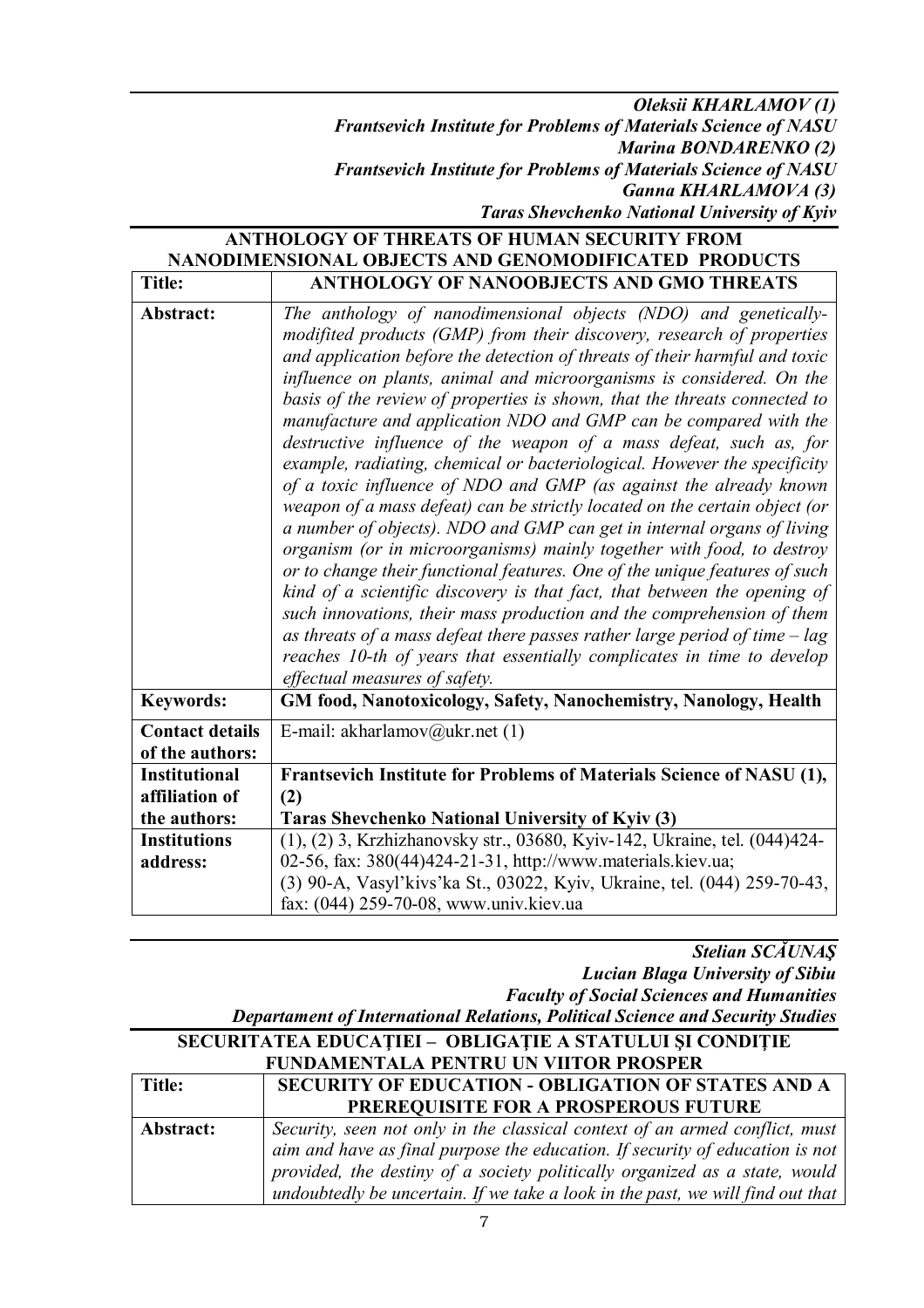***Oleksii KHARLAMOV (1)***
***Frantsevich Institute for Problems of Materials Science of NASU***
***Marina BONDARENKO (2)***
***Frantsevich Institute for Problems of Materials Science of NASU***
***Ganna KHARLAMOVA (3)***
***Taras Shevchenko National University of Kyiv***

## ANTHOLOGY OF THREATS OF HUMAN SECURITY FROM NANODIMENSIONAL OBJECTS AND GENOMODIFICATED PRODUCTS

| **Title:** | **ANTHOLOGY OF NANOOBJECTS AND GMO THREATS** |
|---|---|
| **Abstract:** | *The anthology of nanodimensional objects (NDO) and genetically-modifited products (GMP) from their discovery, research of properties and application before the detection of threats of their harmful and toxic influence on plants, animal and microorganisms is considered. On the basis of the review of properties is shown, that the threats connected to manufacture and application NDO and GMP can be compared with the destructive influence of the weapon of a mass defeat, such as, for example, radiating, chemical or bacteriological. However the specificity of a toxic influence of NDO and GMP (as against the already known weapon of a mass defeat) can be strictly located on the certain object (or a number of objects). NDO and GMP can get in internal organs of living organism (or in microorganisms) mainly together with food, to destroy or to change their functional features. One of the unique features of such kind of a scientific discovery is that fact, that between the opening of such innovations, their mass production and the comprehension of them as threats of a mass defeat there passes rather large period of time – lag reaches 10-th of years that essentially complicates in time to develop effectual measures of safety.* |
| **Keywords:** | **GM food, Nanotoxicology, Safety, Nanochemistry, Nanology, Health** |
| **Contact details of the authors:** | E-mail: akharlamov@ukr.net (1) |
| **Institutional affiliation of the authors:** | **Frantsevich Institute for Problems of Materials Science of NASU (1), (2)** **Taras Shevchenko National University of Kyiv (3)** |
| **Institutions address:** | (1), (2) 3, Krzhizhanovsky str., 03680, Kyiv-142, Ukraine, tel. (044)424-02-56, fax: 380(44)424-21-31, http://www.materials.kiev.ua; (3) 90-A, Vasyl'kivs'ka St., 03022, Kyiv, Ukraine, tel. (044) 259-70-43, fax: (044) 259-70-08, www.univ.kiev.ua |

***Stelian SCĂUNAŞ***
***Lucian Blaga University of Sibiu***
***Faculty of Social Sciences and Humanities***
***Departament of International Relations, Political Science and Security Studies***

## SECURITATEA EDUCAȚIEI – OBLIGAȚIE A STATULUI ŞI CONDIȚIE FUNDAMENTALA PENTRU UN VIITOR PROSPER

| **Title:** | **SECURITY OF EDUCATION - OBLIGATION OF STATES AND A PREREQUISITE FOR A PROSPEROUS FUTURE** |
|---|---|
| **Abstract:** | *Security, seen not only in the classical context of an armed conflict, must aim and have as final purpose the education. If security of education is not provided, the destiny of a society politically organized as a state, would undoubtedly be uncertain. If we take a look in the past, we will find out that* |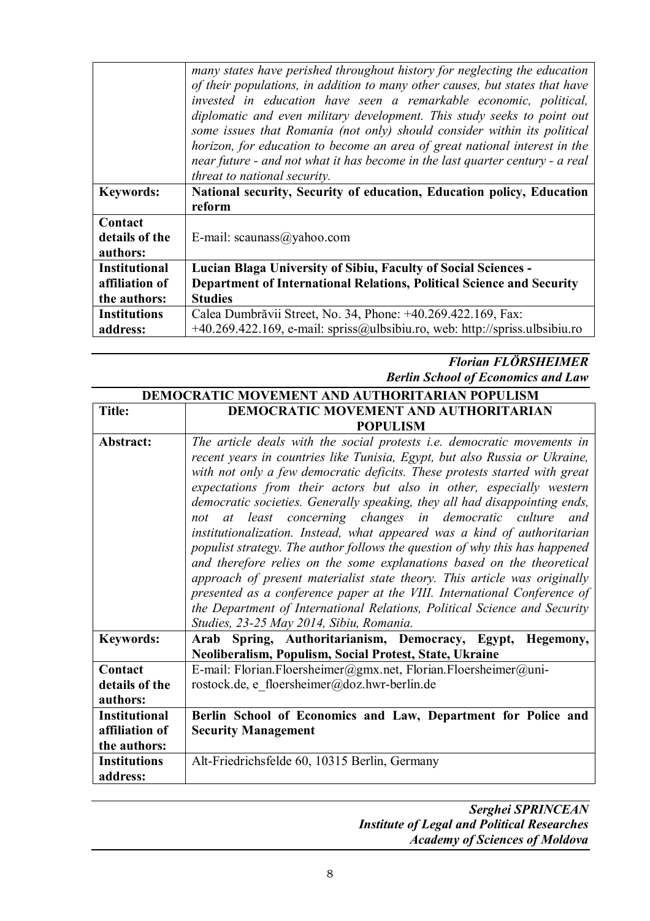| | |
|---|---|
| | *many states have perished throughout history for neglecting the education of their populations, in addition to many other causes, but states that have invested in education have seen a remarkable economic, political, diplomatic and even military development. This study seeks to point out some issues that Romania (not only) should consider within its political horizon, for education to become an area of great national interest in the near future - and not what it has become in the last quarter century - a real threat to national security.* |
| **Keywords:** | **National security, Security of education, Education policy, Education reform** |
| **Contact details of the authors:** | E-mail: scaunass@yahoo.com |
| **Institutional affiliation of the authors:** | **Lucian Blaga University of Sibiu, Faculty of Social Sciences - Department of International Relations, Political Science and Security Studies** |
| **Institutions address:** | Calea Dumbrăvii Street, No. 34, Phone: +40.269.422.169, Fax: +40.269.422.169, e-mail: spriss@ulbsibiu.ro, web: http://spriss.ulbsibiu.ro |

***Florian FLÖRSHEIMER***
***Berlin School of Economics and Law***

**DEMOCRATIC MOVEMENT AND AUTHORITARIAN POPULISM**

| | |
|---|---|
| **Title:** | **DEMOCRATIC MOVEMENT AND AUTHORITARIAN POPULISM** |
| **Abstract:** | *The article deals with the social protests i.e. democratic movements in recent years in countries like Tunisia, Egypt, but also Russia or Ukraine, with not only a few democratic deficits. These protests started with great expectations from their actors but also in other, especially western democratic societies. Generally speaking, they all had disappointing ends, not at least concerning changes in democratic culture and institutionalization. Instead, what appeared was a kind of authoritarian populist strategy. The author follows the question of why this has happened and therefore relies on the some explanations based on the theoretical approach of present materialist state theory. This article was originally presented as a conference paper at the VIII. International Conference of the Department of International Relations, Political Science and Security Studies, 23-25 May 2014, Sibiu, Romania.* |
| **Keywords:** | **Arab Spring, Authoritarianism, Democracy, Egypt, Hegemony, Neoliberalism, Populism, Social Protest, State, Ukraine** |
| **Contact details of the authors:** | E-mail: Florian.Floersheimer@gmx.net, Florian.Floersheimer@uni-rostock.de, e_floersheimer@doz.hwr-berlin.de |
| **Institutional affiliation of the authors:** | **Berlin School of Economics and Law, Department for Police and Security Management** |
| **Institutions address:** | Alt-Friedrichsfelde 60, 10315 Berlin, Germany |

***Serghei SPRINCEAN***
***Institute of Legal and Political Researches***
***Academy of Sciences of Moldova***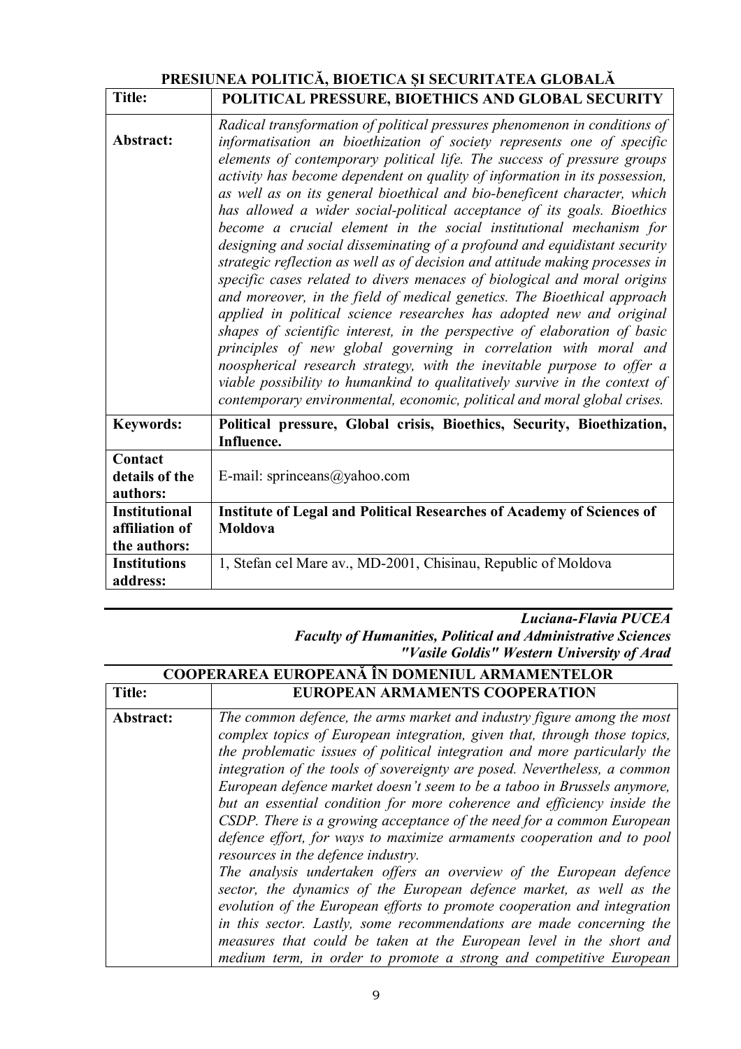**PRESIUNEA POLITICĂ, BIOETICA ŞI SECURITATEA GLOBALĂ**

| | |
|---|---|
| **Title:** | **POLITICAL PRESSURE, BIOETHICS AND GLOBAL SECURITY** |
| **Abstract:** | *Radical transformation of political pressures phenomenon in conditions of informatisation an bioethization of society represents one of specific elements of contemporary political life. The success of pressure groups activity has become dependent on quality of information in its possession, as well as on its general bioethical and bio-beneficent character, which has allowed a wider social-political acceptance of its goals. Bioethics become a crucial element in the social institutional mechanism for designing and social disseminating of a profound and equidistant security strategic reflection as well as of decision and attitude making processes in specific cases related to divers menaces of biological and moral origins and moreover, in the field of medical genetics. The Bioethical approach applied in political science researches has adopted new and original shapes of scientific interest, in the perspective of elaboration of basic principles of new global governing in correlation with moral and noospherical research strategy, with the inevitable purpose to offer a viable possibility to humankind to qualitatively survive in the context of contemporary environmental, economic, political and moral global crises.* |
| **Keywords:** | **Political pressure, Global crisis, Bioethics, Security, Bioethization, Influence.** |
| **Contact details of the authors:** | E-mail: sprinceans@yahoo.com |
| **Institutional affiliation of the authors:** | **Institute of Legal and Political Researches of Academy of Sciences of Moldova** |
| **Institutions address:** | 1, Stefan cel Mare av., MD-2001, Chisinau, Republic of Moldova |

***Luciana-Flavia PUCEA***
***Faculty of Humanities, Political and Administrative Sciences***
***"Vasile Goldis" Western University of Arad***

**COOPERAREA EUROPEANĂ ÎN DOMENIUL ARMAMENTELOR**

| | |
|---|---|
| **Title:** | **EUROPEAN ARMAMENTS COOPERATION** |
| **Abstract:** | *The common defence, the arms market and industry figure among the most complex topics of European integration, given that, through those topics, the problematic issues of political integration and more particularly the integration of the tools of sovereignty are posed. Nevertheless, a common European defence market doesn't seem to be a taboo in Brussels anymore, but an essential condition for more coherence and efficiency inside the CSDP. There is a growing acceptance of the need for a common European defence effort, for ways to maximize armaments cooperation and to pool resources in the defence industry.* <br> *The analysis undertaken offers an overview of the European defence sector, the dynamics of the European defence market, as well as the evolution of the European efforts to promote cooperation and integration in this sector. Lastly, some recommendations are made concerning the measures that could be taken at the European level in the short and medium term, in order to promote a strong and competitive European* |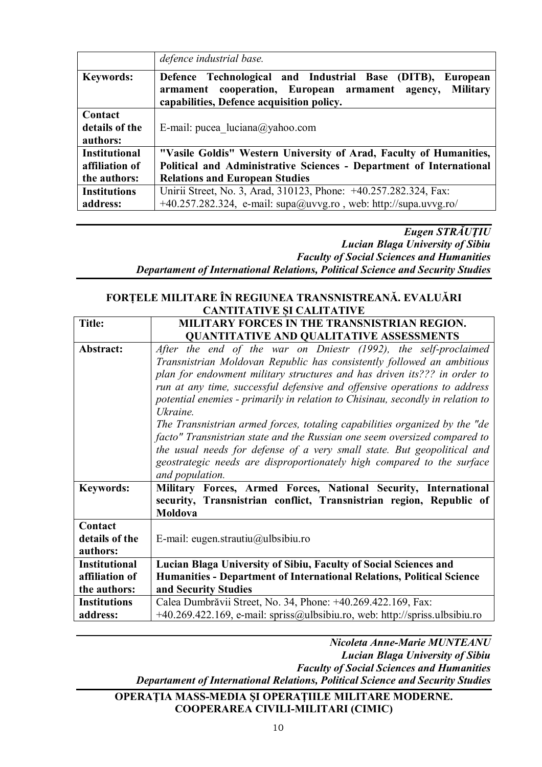| | *defence industrial base.* |
|---|---|
| **Keywords:** | **Defence Technological and Industrial Base (DITB), European armament cooperation, European armament agency, Military capabilities, Defence acquisition policy.** |
| **Contact details of the authors:** | E-mail: pucea_luciana@yahoo.com |
| **Institutional affiliation of the authors:** | **"Vasile Goldis" Western University of Arad, Faculty of Humanities, Political and Administrative Sciences - Department of International Relations and European Studies** |
| **Institutions address:** | Unirii Street, No. 3, Arad, 310123, Phone: +40.257.282.324, Fax: +40.257.282.324, e-mail: supa@uvvg.ro , web: http://supa.uvvg.ro/ |

***Eugen STRĂUȚIU***
***Lucian Blaga University of Sibiu***
***Faculty of Social Sciences and Humanities***
***Departament of International Relations, Political Science and Security Studies***

## FORȚELE MILITARE ÎN REGIUNEA TRANSNISTREANĂ. EVALUĂRI CANTITATIVE ȘI CALITATIVE

| **Title:** | **MILITARY FORCES IN THE TRANSNISTRIAN REGION. QUANTITATIVE AND QUALITATIVE ASSESSMENTS** |
|---|---|
| **Abstract:** | *After the end of the war on Dniestr (1992), the self-proclaimed Transnistrian Moldovan Republic has consistently followed an ambitious plan for endowment military structures and has driven its??? in order to run at any time, successful defensive and offensive operations to address potential enemies - primarily in relation to Chisinau, secondly in relation to Ukraine.* *The Transnistrian armed forces, totaling capabilities organized by the "de facto" Transnistrian state and the Russian one seem oversized compared to the usual needs for defense of a very small state. But geopolitical and geostrategic needs are disproportionately high compared to the surface and population.* |
| **Keywords:** | **Military Forces, Armed Forces, National Security, International security, Transnistrian conflict, Transnistrian region, Republic of Moldova** |
| **Contact details of the authors:** | E-mail: eugen.strautiu@ulbsibiu.ro |
| **Institutional affiliation of the authors:** | **Lucian Blaga University of Sibiu, Faculty of Social Sciences and Humanities - Department of International Relations, Political Science and Security Studies** |
| **Institutions address:** | Calea Dumbrăvii Street, No. 34, Phone: +40.269.422.169, Fax: +40.269.422.169, e-mail: spriss@ulbsibiu.ro, web: http://spriss.ulbsibiu.ro |

***Nicoleta Anne-Marie MUNTEANU***
***Lucian Blaga University of Sibiu***
***Faculty of Social Sciences and Humanities***
***Departament of International Relations, Political Science and Security Studies***

## OPERAȚIA MASS-MEDIA ȘI OPERAȚIILE MILITARE MODERNE. COOPERAREA CIVILI-MILITARI (CIMIC)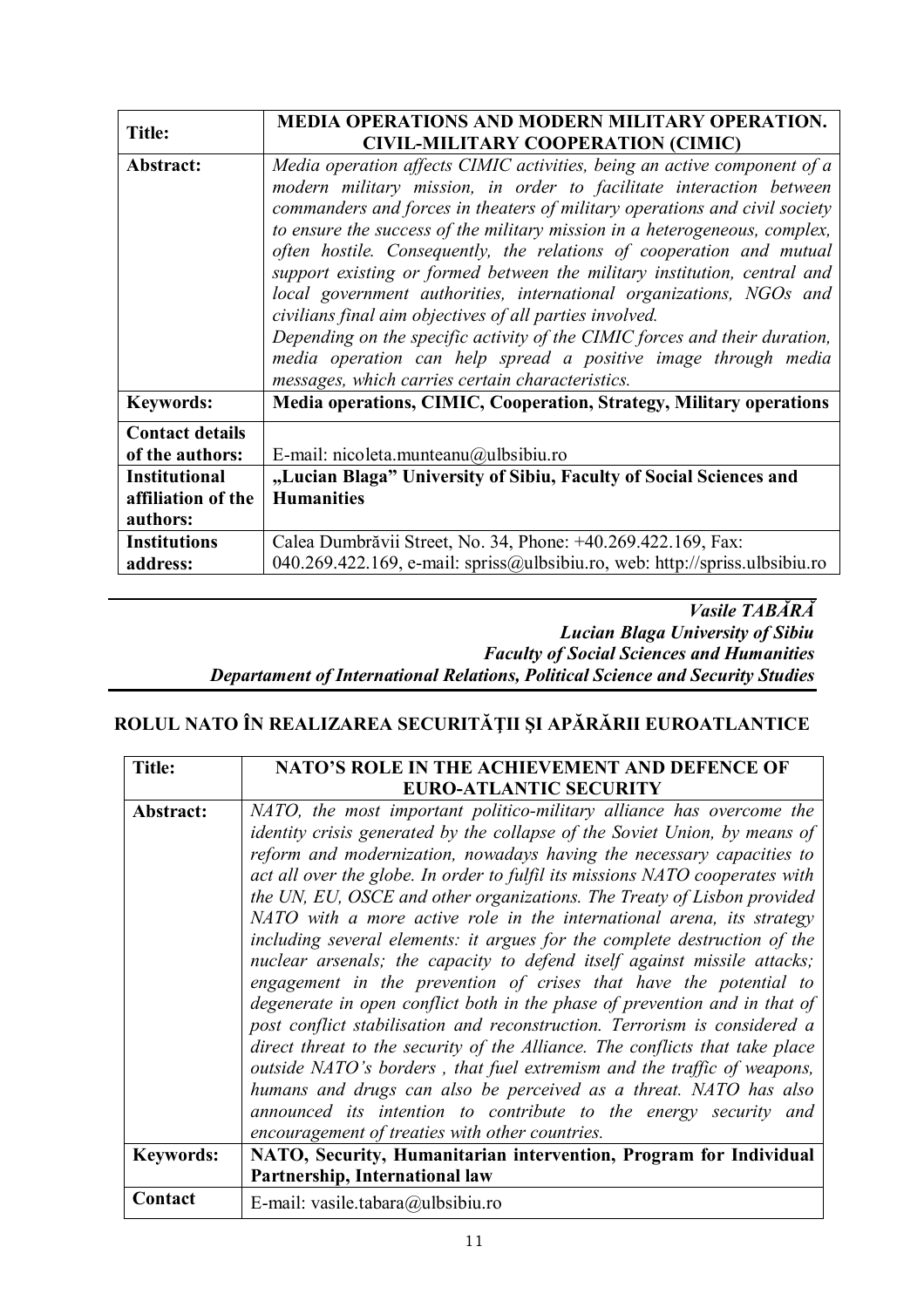| Title: | MEDIA OPERATIONS AND MODERN MILITARY OPERATION. CIVIL-MILITARY COOPERATION (CIMIC) |
|---|---|
| Abstract: | *Media operation affects CIMIC activities, being an active component of a modern military mission, in order to facilitate interaction between commanders and forces in theaters of military operations and civil society to ensure the success of the military mission in a heterogeneous, complex, often hostile. Consequently, the relations of cooperation and mutual support existing or formed between the military institution, central and local government authorities, international organizations, NGOs and civilians final aim objectives of all parties involved.* *Depending on the specific activity of the CIMIC forces and their duration, media operation can help spread a positive image through media messages, which carries certain characteristics.* |
| Keywords: | **Media operations, CIMIC, Cooperation, Strategy, Military operations** |
| Contact details of the authors: | E-mail: nicoleta.munteanu@ulbsibiu.ro |
| Institutional affiliation of the authors: | **„Lucian Blaga" University of Sibiu, Faculty of Social Sciences and Humanities** |
| Institutions address: | Calea Dumbrăvii Street, No. 34, Phone: +40.269.422.169, Fax: 040.269.422.169, e-mail: spriss@ulbsibiu.ro, web: http://spriss.ulbsibiu.ro |

***Vasile TABĂRĂ***
***Lucian Blaga University of Sibiu***
***Faculty of Social Sciences and Humanities***
***Departament of International Relations, Political Science and Security Studies***

## ROLUL NATO ÎN REALIZAREA SECURITĂŢII ŞI APĂRĂRII EUROATLANTICE

| Title: | NATO'S ROLE IN THE ACHIEVEMENT AND DEFENCE OF EURO-ATLANTIC SECURITY |
|---|---|
| Abstract: | *NATO, the most important politico-military alliance has overcome the identity crisis generated by the collapse of the Soviet Union, by means of reform and modernization, nowadays having the necessary capacities to act all over the globe. In order to fulfil its missions NATO cooperates with the UN, EU, OSCE and other organizations. The Treaty of Lisbon provided NATO with a more active role in the international arena, its strategy including several elements: it argues for the complete destruction of the nuclear arsenals; the capacity to defend itself against missile attacks; engagement in the prevention of crises that have the potential to degenerate in open conflict both in the phase of prevention and in that of post conflict stabilisation and reconstruction. Terrorism is considered a direct threat to the security of the Alliance. The conflicts that take place outside NATO's borders , that fuel extremism and the traffic of weapons, humans and drugs can also be perceived as a threat. NATO has also announced its intention to contribute to the energy security and encouragement of treaties with other countries.* |
| Keywords: | **NATO, Security, Humanitarian intervention, Program for Individual Partnership, International law** |
| Contact | E-mail: vasile.tabara@ulbsibiu.ro |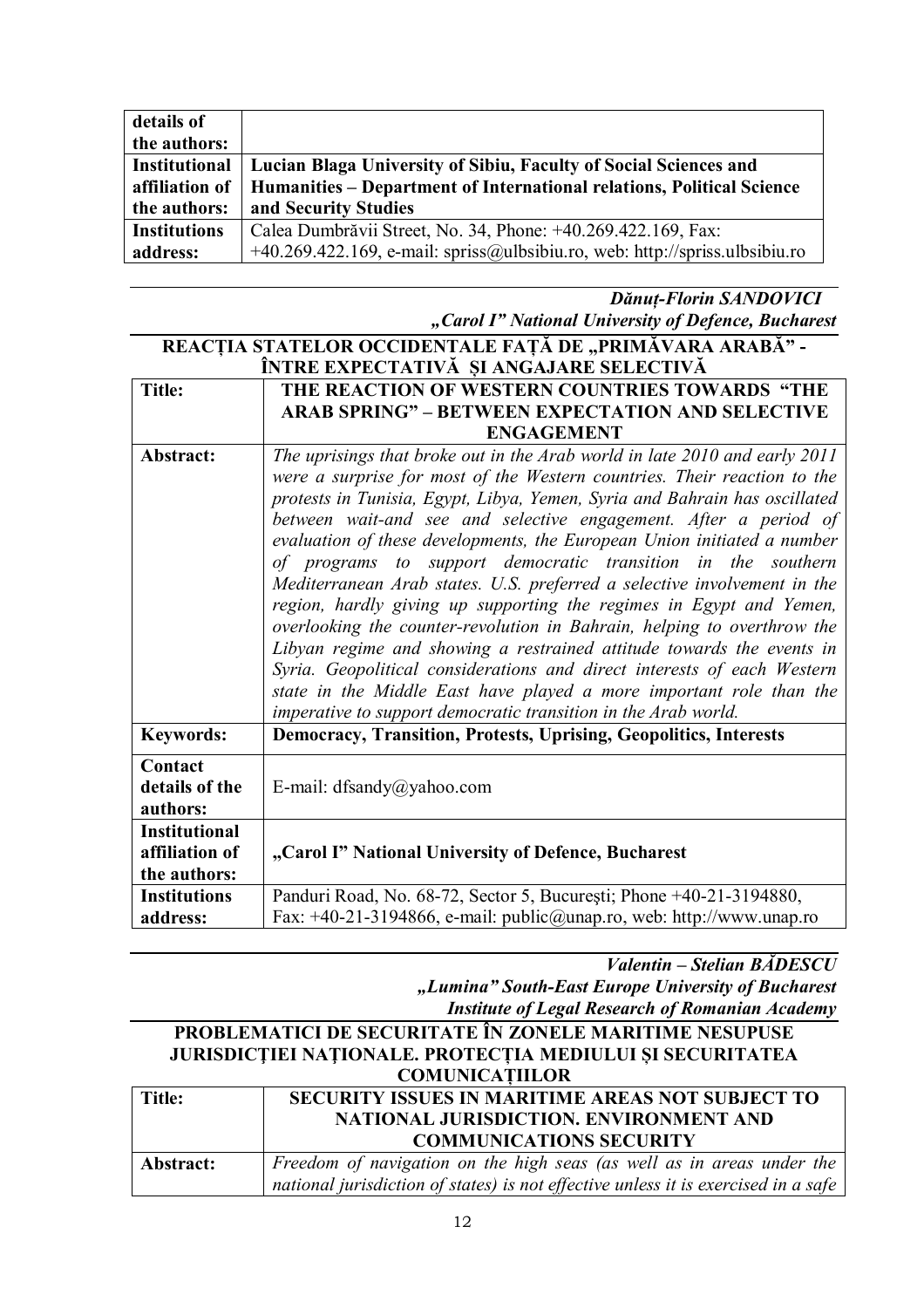| details of the authors: | |
|---|---|
| **Institutional affiliation of the authors:** | **Lucian Blaga University of Sibiu, Faculty of Social Sciences and Humanities – Department of International relations, Political Science and Security Studies** |
| **Institutions address:** | Calea Dumbrăvii Street, No. 34, Phone: +40.269.422.169, Fax: +40.269.422.169, e-mail: spriss@ulbsibiu.ro, web: http://spriss.ulbsibiu.ro |

***Dănuț-Florin SANDOVICI***
***„Carol I" National University of Defence, Bucharest***

**REACȚIA STATELOR OCCIDENTALE FAȚĂ DE „PRIMĂVARA ARABĂ" - ÎNTRE EXPECTATIVĂ ȘI ANGAJARE SELECTIVĂ**

| **Title:** | **THE REACTION OF WESTERN COUNTRIES TOWARDS "THE ARAB SPRING" – BETWEEN EXPECTATION AND SELECTIVE ENGAGEMENT** |
|---|---|
| **Abstract:** | *The uprisings that broke out in the Arab world in late 2010 and early 2011 were a surprise for most of the Western countries. Their reaction to the protests in Tunisia, Egypt, Libya, Yemen, Syria and Bahrain has oscillated between wait-and see and selective engagement. After a period of evaluation of these developments, the European Union initiated a number of programs to support democratic transition in the southern Mediterranean Arab states. U.S. preferred a selective involvement in the region, hardly giving up supporting the regimes in Egypt and Yemen, overlooking the counter-revolution in Bahrain, helping to overthrow the Libyan regime and showing a restrained attitude towards the events in Syria. Geopolitical considerations and direct interests of each Western state in the Middle East have played a more important role than the imperative to support democratic transition in the Arab world.* |
| **Keywords:** | **Democracy, Transition, Protests, Uprising, Geopolitics, Interests** |
| **Contact details of the authors:** | E-mail: dfsandy@yahoo.com |
| **Institutional affiliation of the authors:** | **„Carol I" National University of Defence, Bucharest** |
| **Institutions address:** | Panduri Road, No. 68-72, Sector 5, București; Phone +40-21-3194880, Fax: +40-21-3194866, e-mail: public@unap.ro, web: http://www.unap.ro |

***Valentin – Stelian BĂDESCU***
***„Lumina" South-East Europe University of Bucharest***
***Institute of Legal Research of Romanian Academy***

**PROBLEMATICI DE SECURITATE ÎN ZONELE MARITIME NESUPUSE JURISDICȚIEI NAȚIONALE. PROTECȚIA MEDIULUI ȘI SECURITATEA COMUNICAȚIILOR**

| **Title:** | **SECURITY ISSUES IN MARITIME AREAS NOT SUBJECT TO NATIONAL JURISDICTION. ENVIRONMENT AND COMMUNICATIONS SECURITY** |
|---|---|
| **Abstract:** | *Freedom of navigation on the high seas (as well as in areas under the national jurisdiction of states) is not effective unless it is exercised in a safe* |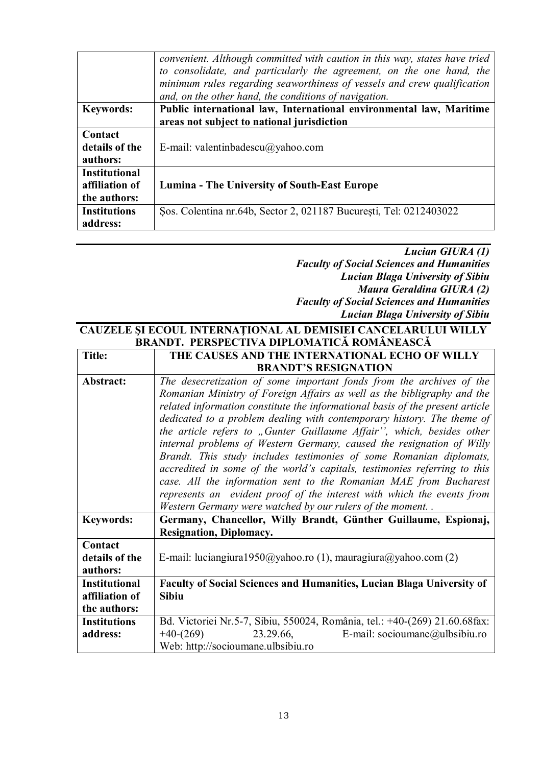| | |
|---|---|
| | *convenient. Although committed with caution in this way, states have tried to consolidate, and particularly the agreement, on the one hand, the minimum rules regarding seaworthiness of vessels and crew qualification and, on the other hand, the conditions of navigation.* |
| **Keywords:** | **Public international law, International environmental law, Maritime areas not subject to national jurisdiction** |
| **Contact details of the authors:** | E-mail: valentinbadescu@yahoo.com |
| **Institutional affiliation of the authors:** | **Lumina - The University of South-East Europe** |
| **Institutions address:** | Șos. Colentina nr.64b, Sector 2, 021187 București, Tel: 0212403022 |

***Lucian GIURA (1)***
***Faculty of Social Sciences and Humanities***
***Lucian Blaga University of Sibiu***
***Maura Geraldina GIURA (2)***
***Faculty of Social Sciences and Humanities***
***Lucian Blaga University of Sibiu***

**CAUZELE ŞI ECOUL INTERNAŢIONAL AL DEMISIEI CANCELARULUI WILLY BRANDT. PERSPECTIVA DIPLOMATICĂ ROMÂNEASCĂ**

| | |
|---|---|
| **Title:** | **THE CAUSES AND THE INTERNATIONAL ECHO OF WILLY BRANDT'S RESIGNATION** |
| **Abstract:** | *The desecretization of some important fonds from the archives of the Romanian Ministry of Foreign Affairs as well as the bibligraphy and the related information constitute the informational basis of the present article dedicated to a problem dealing with contemporary history. The theme of the article refers to „Gunter Guillaume Affair'', which, besides other internal problems of Western Germany, caused the resignation of Willy Brandt. This study includes testimonies of some Romanian diplomats, accredited in some of the world's capitals, testimonies referring to this case. All the information sent to the Romanian MAE from Bucharest represents an evident proof of the interest with which the events from Western Germany were watched by our rulers of the moment. .* |
| **Keywords:** | **Germany, Chancellor, Willy Brandt, Günther Guillaume, Espionaj, Resignation, Diplomacy.** |
| **Contact details of the authors:** | E-mail: luciangiura1950@yahoo.ro (1), mauragiura@yahoo.com (2) |
| **Institutional affiliation of the authors:** | **Faculty of Social Sciences and Humanities, Lucian Blaga University of Sibiu** |
| **Institutions address:** | Bd. Victoriei Nr.5-7, Sibiu, 550024, România, tel.: +40-(269) 21.60.68fax: +40-(269) 23.29.66, E-mail: socioumane@ulbsibiu.ro Web: http://socioumane.ulbsibiu.ro |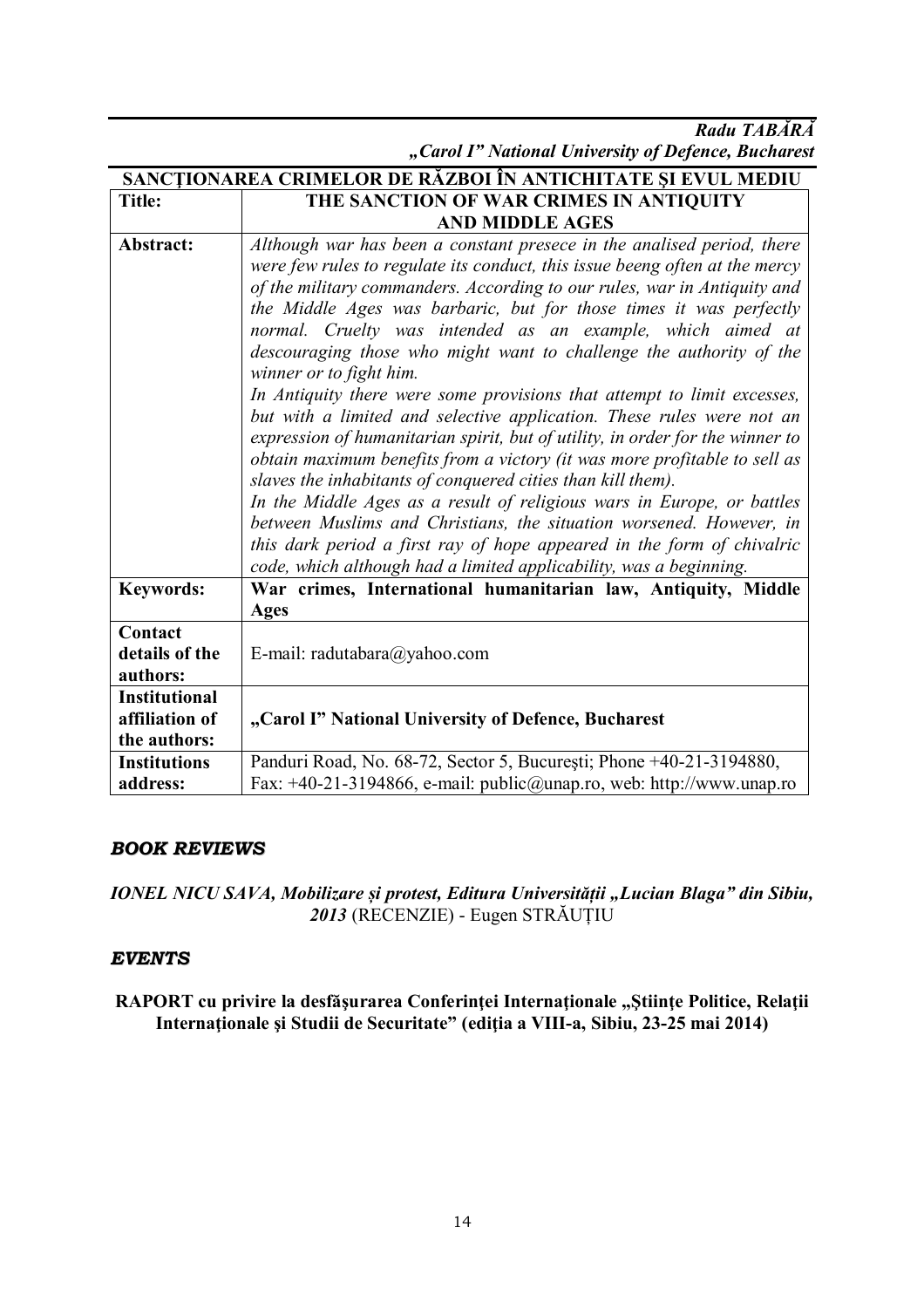***Radu TABĂRĂ***
***„Carol I" National University of Defence, Bucharest***

| **SANCŢIONAREA CRIMELOR DE RĂZBOI ÎN ANTICHITATE ŞI EVUL MEDIU** | |
|---|---|
| **Title:** | **THE SANCTION OF WAR CRIMES IN ANTIQUITY AND MIDDLE AGES** |
| **Abstract:** | *Although war has been a constant presece in the analised period, there were few rules to regulate its conduct, this issue beeng often at the mercy of the military commanders. According to our rules, war in Antiquity and the Middle Ages was barbaric, but for those times it was perfectly normal. Cruelty was intended as an example, which aimed at descouraging those who might want to challenge the authority of the winner or to fight him.*<br>*In Antiquity there were some provisions that attempt to limit excesses, but with a limited and selective application. These rules were not an expression of humanitarian spirit, but of utility, in order for the winner to obtain maximum benefits from a victory (it was more profitable to sell as slaves the inhabitants of conquered cities than kill them).*<br>*In the Middle Ages as a result of religious wars in Europe, or battles between Muslims and Christians, the situation worsened. However, in this dark period a first ray of hope appeared in the form of chivalric code, which although had a limited applicability, was a beginning.* |
| **Keywords:** | **War crimes, International humanitarian law, Antiquity, Middle Ages** |
| **Contact details of the authors:** | E-mail: radutabara@yahoo.com |
| **Institutional affiliation of the authors:** | **„Carol I" National University of Defence, Bucharest** |
| **Institutions address:** | Panduri Road, No. 68-72, Sector 5, Bucureşti; Phone +40-21-3194880, Fax: +40-21-3194866, e-mail: public@unap.ro, web: http://www.unap.ro |

## *BOOK REVIEWS*

***IONEL NICU SAVA, Mobilizare și protest, Editura Universității „Lucian Blaga" din Sibiu, 2013*** (RECENZIE) - Eugen STRĂUȚIU

## *EVENTS*

**RAPORT cu privire la desfăşurarea Conferinţei Internaţionale „Ştiinţe Politice, Relaţii Internaţionale şi Studii de Securitate" (ediţia a VIII-a, Sibiu, 23-25 mai 2014)**